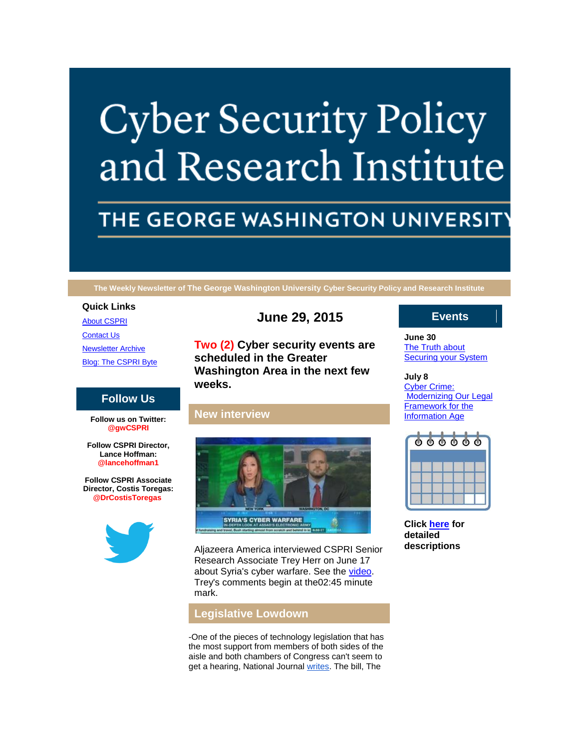# Cyber Security Policy and Research Institute

## THE GEORGE WASHINGTON UNIVERSITY

**The Weekly Newsletter of The George Washington University Cyber Security Policy and Research Institute**

**Quick Links**

About CSPRI

Contact Us

Newsletter Archive

Blog: The CSPRI Byte

## Follow Us

**Follow us on Twitter: @gwCSPRI**

**Follow CSPRI Director, Lance Hoffman: @lancehoffman1**

**Follow CSPRI Associate Director, Costis Toregas: @DrCostisToregas**

## June 29, 2015

**Two (2) Cyber security events are scheduled in the Greater Washington Area in the next few weeks.**

## New interview

Aljazeera America interviewed CSPRI Senior Research Associate Trey Herr on June 17 about Syria's cyber warfare. See the video. Trey's comments begin at the02:45 minute mark.

## Legislative Lowdown

-One of the pieces of technology legislation that has the most support from members of both sides of the aisle and both chambers of Congress can't seem to get a hearing, National Journal writes. The bill, The

## Events

**June 30**
The Truth about Securing your System

**July 8**
Cyber Crime: Modernizing Our Legal Framework for the Information Age

**Click here for detailed descriptions**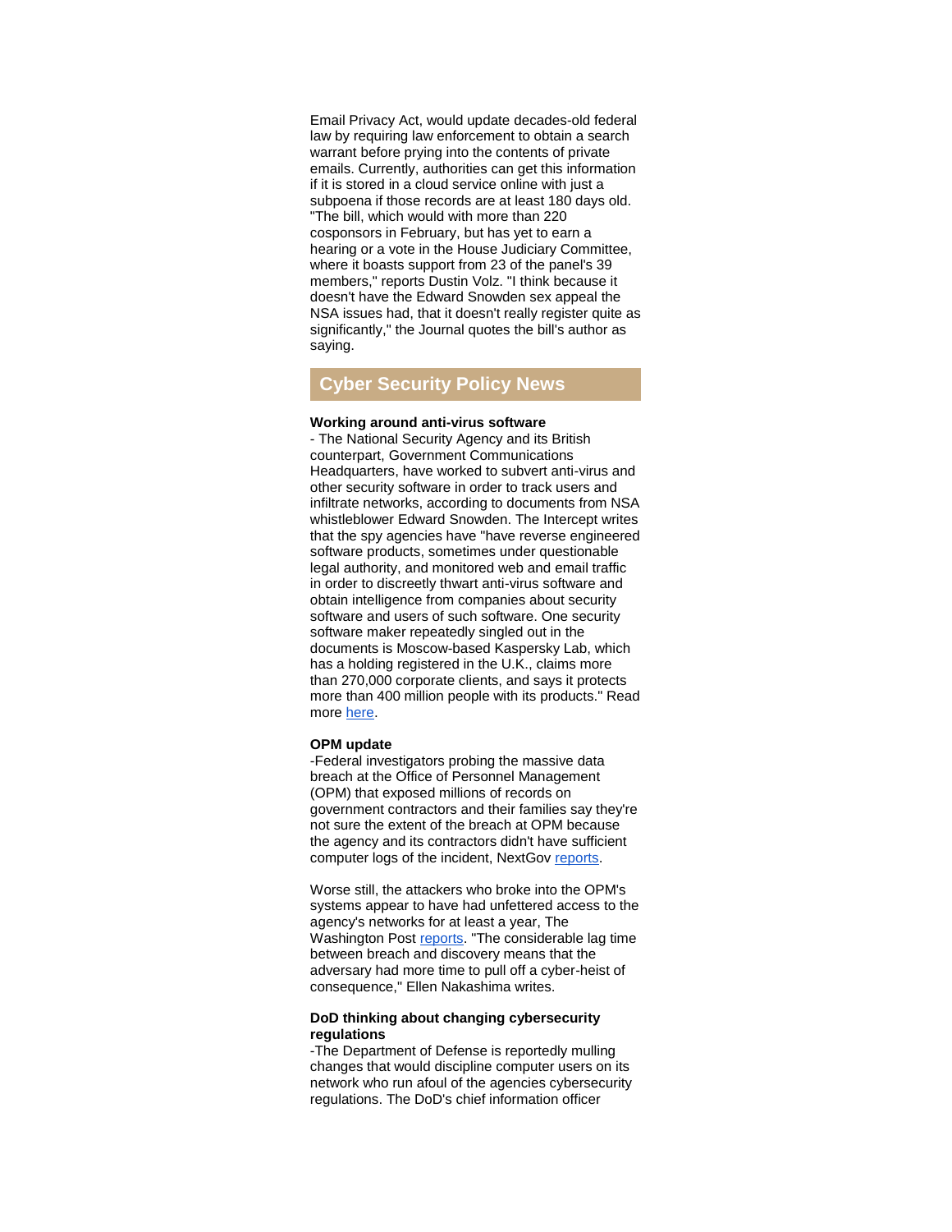Email Privacy Act, would update decades-old federal law by requiring law enforcement to obtain a search warrant before prying into the contents of private emails. Currently, authorities can get this information if it is stored in a cloud service online with just a subpoena if those records are at least 180 days old. "The bill, which would with more than 220 cosponsors in February, but has yet to earn a hearing or a vote in the House Judiciary Committee, where it boasts support from 23 of the panel's 39 members," reports Dustin Volz. "I think because it doesn't have the Edward Snowden sex appeal the NSA issues had, that it doesn't really register quite as significantly," the Journal quotes the bill's author as saying.

## Cyber Security Policy News

**Working around anti-virus software**
- The National Security Agency and its British counterpart, Government Communications Headquarters, have worked to subvert anti-virus and other security software in order to track users and infiltrate networks, according to documents from NSA whistleblower Edward Snowden. The Intercept writes that the spy agencies have "have reverse engineered software products, sometimes under questionable legal authority, and monitored web and email traffic in order to discreetly thwart anti-virus software and obtain intelligence from companies about security software and users of such software. One security software maker repeatedly singled out in the documents is Moscow-based Kaspersky Lab, which has a holding registered in the U.K., claims more than 270,000 corporate clients, and says it protects more than 400 million people with its products." Read more [here](#).

**OPM update**
-Federal investigators probing the massive data breach at the Office of Personnel Management (OPM) that exposed millions of records on government contractors and their families say they're not sure the extent of the breach at OPM because the agency and its contractors didn't have sufficient computer logs of the incident, NextGov [reports](#).

Worse still, the attackers who broke into the OPM's systems appear to have had unfettered access to the agency's networks for at least a year, The Washington Post [reports](#). "The considerable lag time between breach and discovery means that the adversary had more time to pull off a cyber-heist of consequence," Ellen Nakashima writes.

**DoD thinking about changing cybersecurity regulations**
-The Department of Defense is reportedly mulling changes that would discipline computer users on its network who run afoul of the agencies cybersecurity regulations. The DoD's chief information officer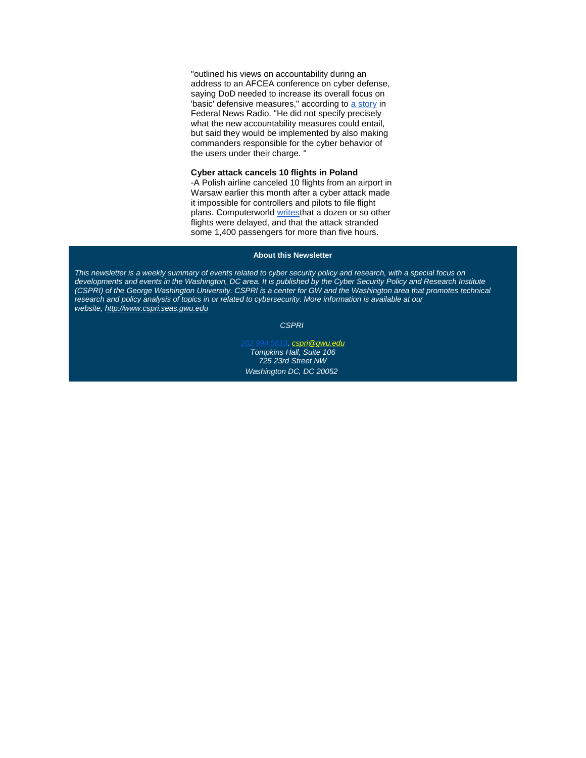"outlined his views on accountability during an address to an AFCEA conference on cyber defense, saying DoD needed to increase its overall focus on 'basic' defensive measures," according to a story in Federal News Radio. "He did not specify precisely what the new accountability measures could entail, but said they would be implemented by also making commanders responsible for the cyber behavior of the users under their charge. "

**Cyber attack cancels 10 flights in Poland**

-A Polish airline canceled 10 flights from an airport in Warsaw earlier this month after a cyber attack made it impossible for controllers and pilots to file flight plans. Computerworld writesthat a dozen or so other flights were delayed, and that the attack stranded some 1,400 passengers for more than five hours.

**About this Newsletter**

*This newsletter is a weekly summary of events related to cyber security policy and research, with a special focus on developments and events in the Washington, DC area. It is published by the Cyber Security Policy and Research Institute (CSPRI) of the George Washington University. CSPRI is a center for GW and the Washington area that promotes technical research and policy analysis of topics in or related to cybersecurity. More information is available at our website, http://www.cspri.seas.gwu.edu*

*CSPRI*

*202 994 5613, cspri@gwu.edu*
*Tompkins Hall, Suite 106*
*725 23rd Street NW*
*Washington DC, DC 20052*